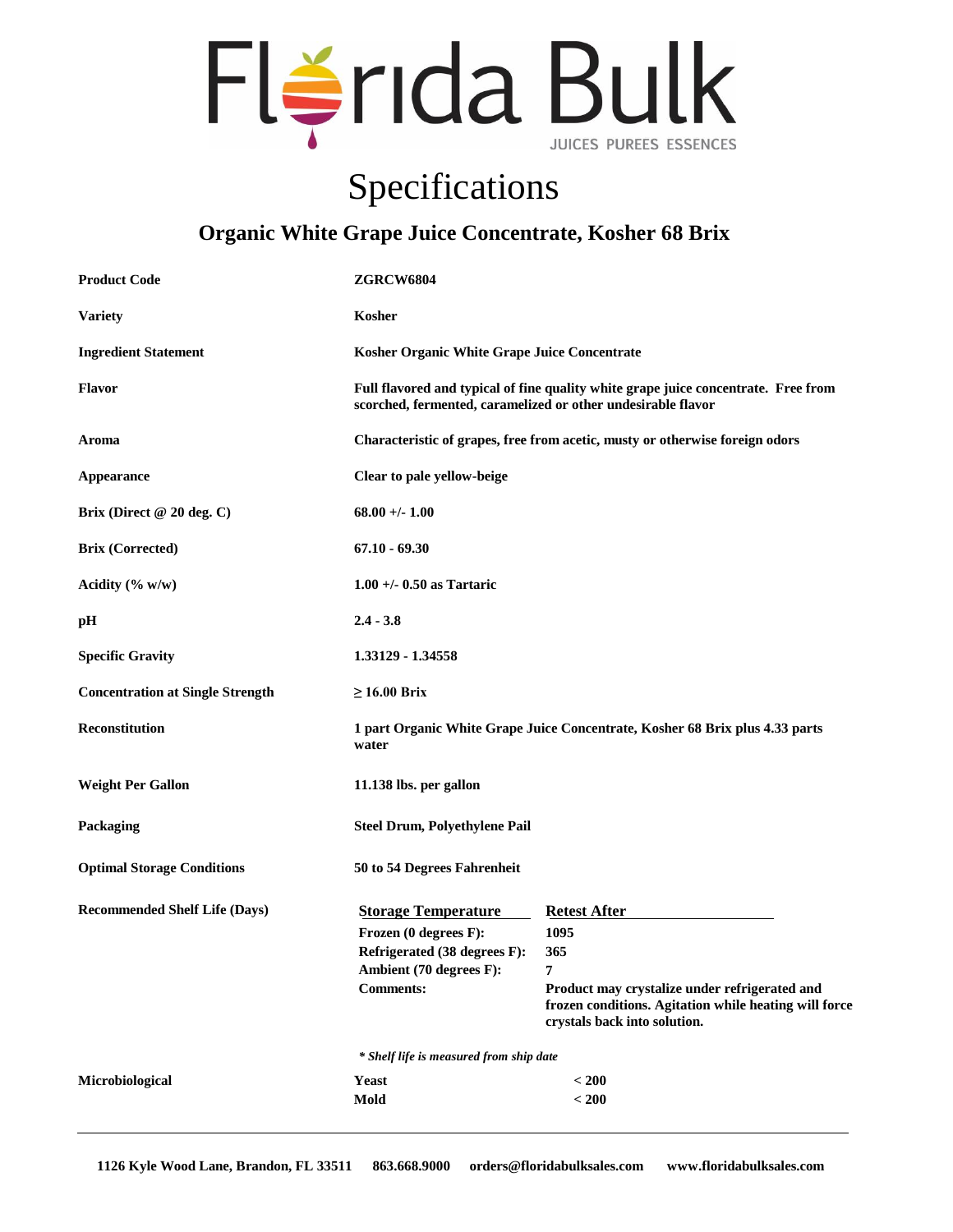# Florida Bulk

JUICES PUREES ESSENCES

# Specifications

## Organic White Grape Juice Concentrate, Kosher 68 Brix

| | |
|---|---|
| **Product Code** | **ZGRCW6804** |
| **Variety** | **Kosher** |
| **Ingredient Statement** | **Kosher Organic White Grape Juice Concentrate** |
| **Flavor** | **Full flavored and typical of fine quality white grape juice concentrate. Free from scorched, fermented, caramelized or other undesirable flavor** |
| **Aroma** | **Characteristic of grapes, free from acetic, musty or otherwise foreign odors** |
| **Appearance** | **Clear to pale yellow-beige** |
| **Brix (Direct @ 20 deg. C)** | **68.00 +/- 1.00** |
| **Brix (Corrected)** | **67.10 - 69.30** |
| **Acidity (% w/w)** | **1.00 +/- 0.50 as Tartaric** |
| **pH** | **2.4 - 3.8** |
| **Specific Gravity** | **1.33129 - 1.34558** |
| **Concentration at Single Strength** | **≥ 16.00 Brix** |
| **Reconstitution** | **1 part Organic White Grape Juice Concentrate, Kosher 68 Brix plus 4.33 parts water** |
| **Weight Per Gallon** | **11.138 lbs. per gallon** |
| **Packaging** | **Steel Drum, Polyethylene Pail** |
| **Optimal Storage Conditions** | **50 to 54 Degrees Fahrenheit** |

**Recommended Shelf Life (Days)**

| Storage Temperature | Retest After |
|---|---|
| **Frozen (0 degrees F):** | **1095** |
| **Refrigerated (38 degrees F):** | **365** |
| **Ambient (70 degrees F):** | **7** |
| **Comments:** | **Product may crystalize under refrigerated and frozen conditions. Agitation while heating will force crystals back into solution.** |

***\* Shelf life is measured from ship date***

**Microbiological**

| | |
|---|---|
| **Yeast** | **< 200** |
| **Mold** | **< 200** |

---

**1126 Kyle Wood Lane, Brandon, FL 33511  863.668.9000  orders@floridabulksales.com  www.floridabulksales.com**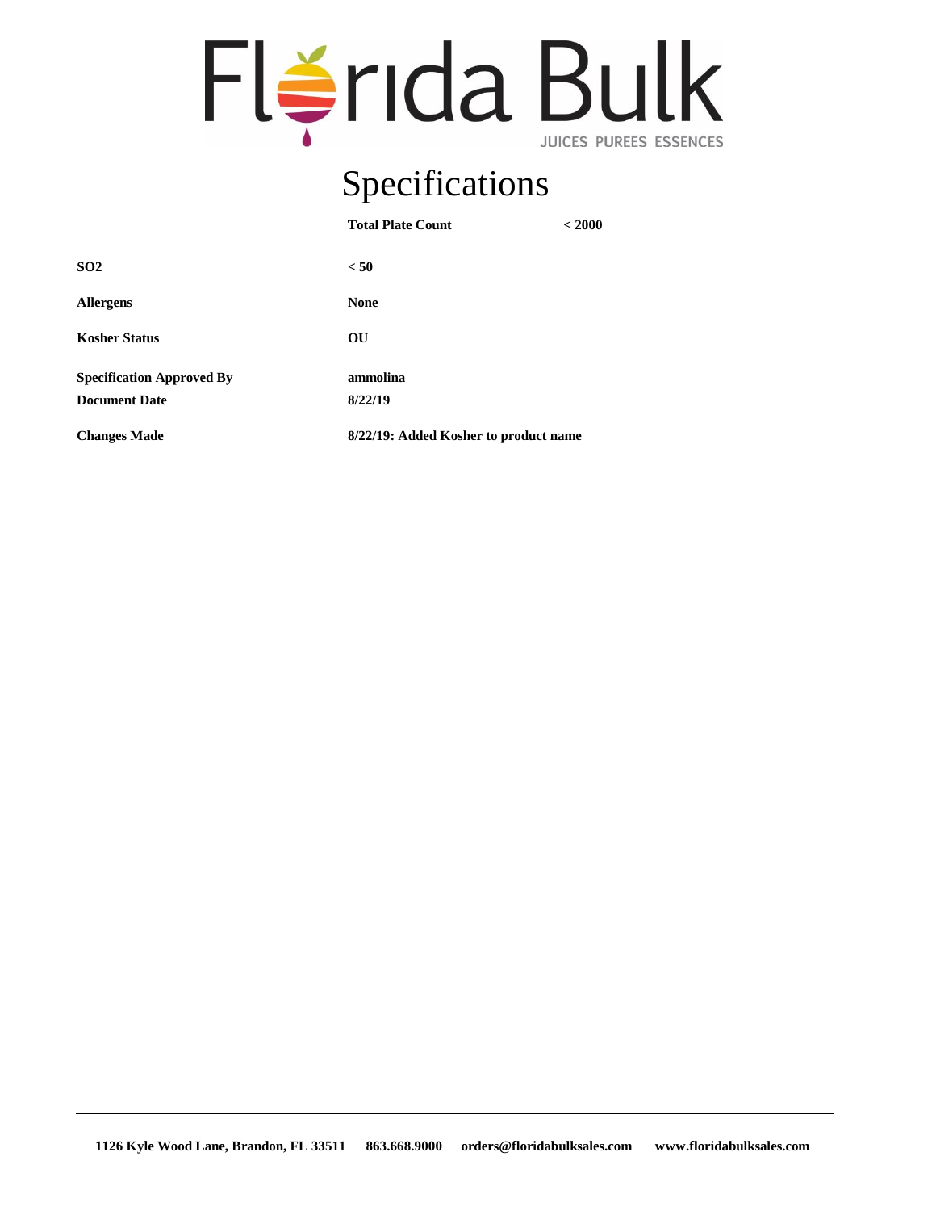Florida Bulk

JUICES PUREES ESSENCES

# Specifications

| | |
|---|---|
| **Total Plate Count** | **< 2000** |
| **SO2** | **< 50** |
| **Allergens** | **None** |
| **Kosher Status** | **OU** |
| **Specification Approved By** | **ammolina** |
| **Document Date** | **8/22/19** |
| **Changes Made** | **8/22/19: Added Kosher to product name** |

**1126 Kyle Wood Lane, Brandon, FL 33511 863.668.9000 orders@floridabulksales.com www.floridabulksales.com**